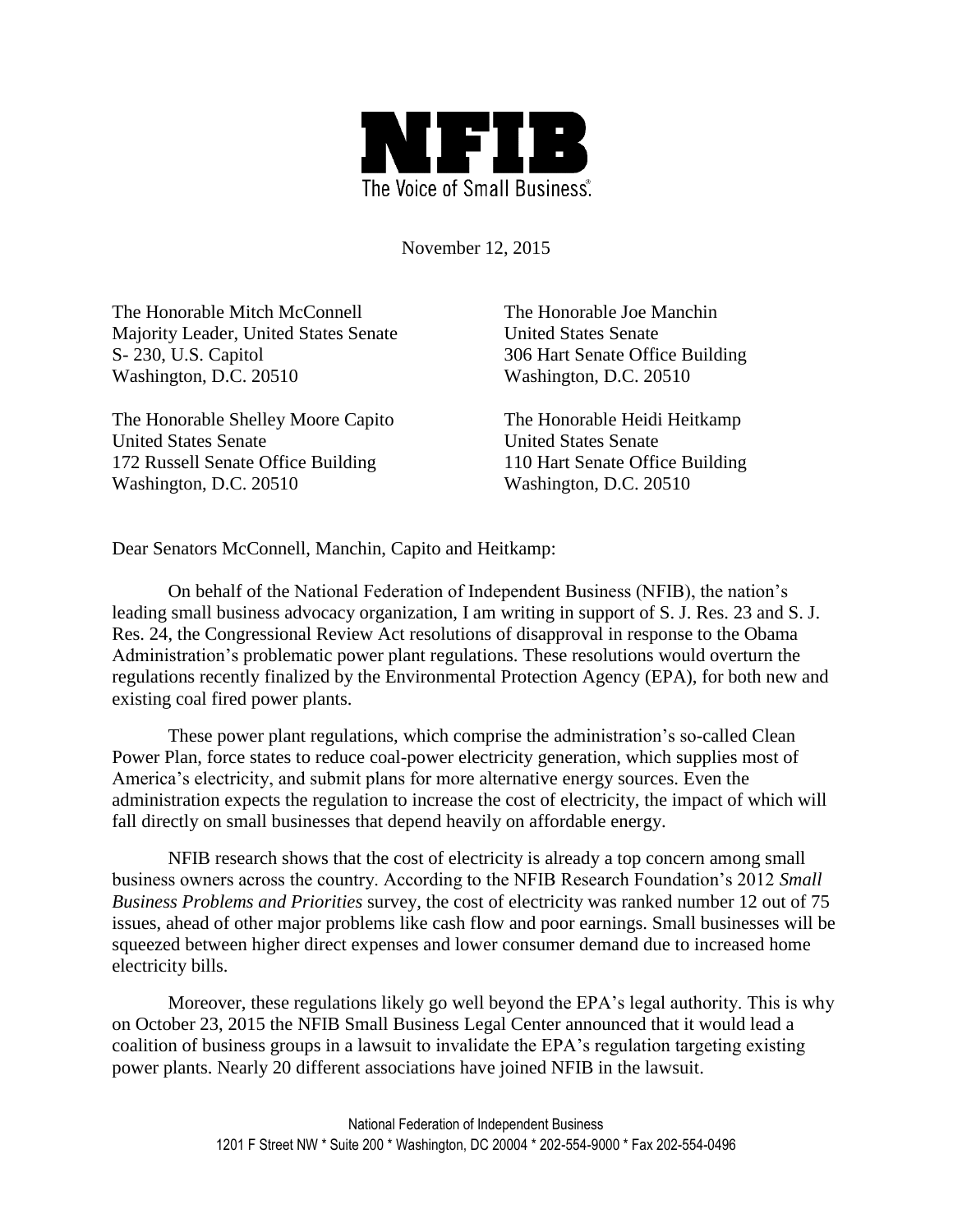# NFIB

The Voice of Small Business.

November 12, 2015

The Honorable Mitch McConnell
Majority Leader, United States Senate
S- 230, U.S. Capitol
Washington, D.C. 20510

The Honorable Joe Manchin
United States Senate
306 Hart Senate Office Building
Washington, D.C. 20510

The Honorable Shelley Moore Capito
United States Senate
172 Russell Senate Office Building
Washington, D.C. 20510

The Honorable Heidi Heitkamp
United States Senate
110 Hart Senate Office Building
Washington, D.C. 20510

Dear Senators McConnell, Manchin, Capito and Heitkamp:

On behalf of the National Federation of Independent Business (NFIB), the nation's leading small business advocacy organization, I am writing in support of S. J. Res. 23 and S. J. Res. 24, the Congressional Review Act resolutions of disapproval in response to the Obama Administration's problematic power plant regulations. These resolutions would overturn the regulations recently finalized by the Environmental Protection Agency (EPA), for both new and existing coal fired power plants.

These power plant regulations, which comprise the administration's so-called Clean Power Plan, force states to reduce coal-power electricity generation, which supplies most of America's electricity, and submit plans for more alternative energy sources. Even the administration expects the regulation to increase the cost of electricity, the impact of which will fall directly on small businesses that depend heavily on affordable energy.

NFIB research shows that the cost of electricity is already a top concern among small business owners across the country. According to the NFIB Research Foundation's 2012 *Small Business Problems and Priorities* survey, the cost of electricity was ranked number 12 out of 75 issues, ahead of other major problems like cash flow and poor earnings. Small businesses will be squeezed between higher direct expenses and lower consumer demand due to increased home electricity bills.

Moreover, these regulations likely go well beyond the EPA's legal authority. This is why on October 23, 2015 the NFIB Small Business Legal Center announced that it would lead a coalition of business groups in a lawsuit to invalidate the EPA's regulation targeting existing power plants. Nearly 20 different associations have joined NFIB in the lawsuit.

National Federation of Independent Business
1201 F Street NW * Suite 200 * Washington, DC 20004 * 202-554-9000 * Fax 202-554-0496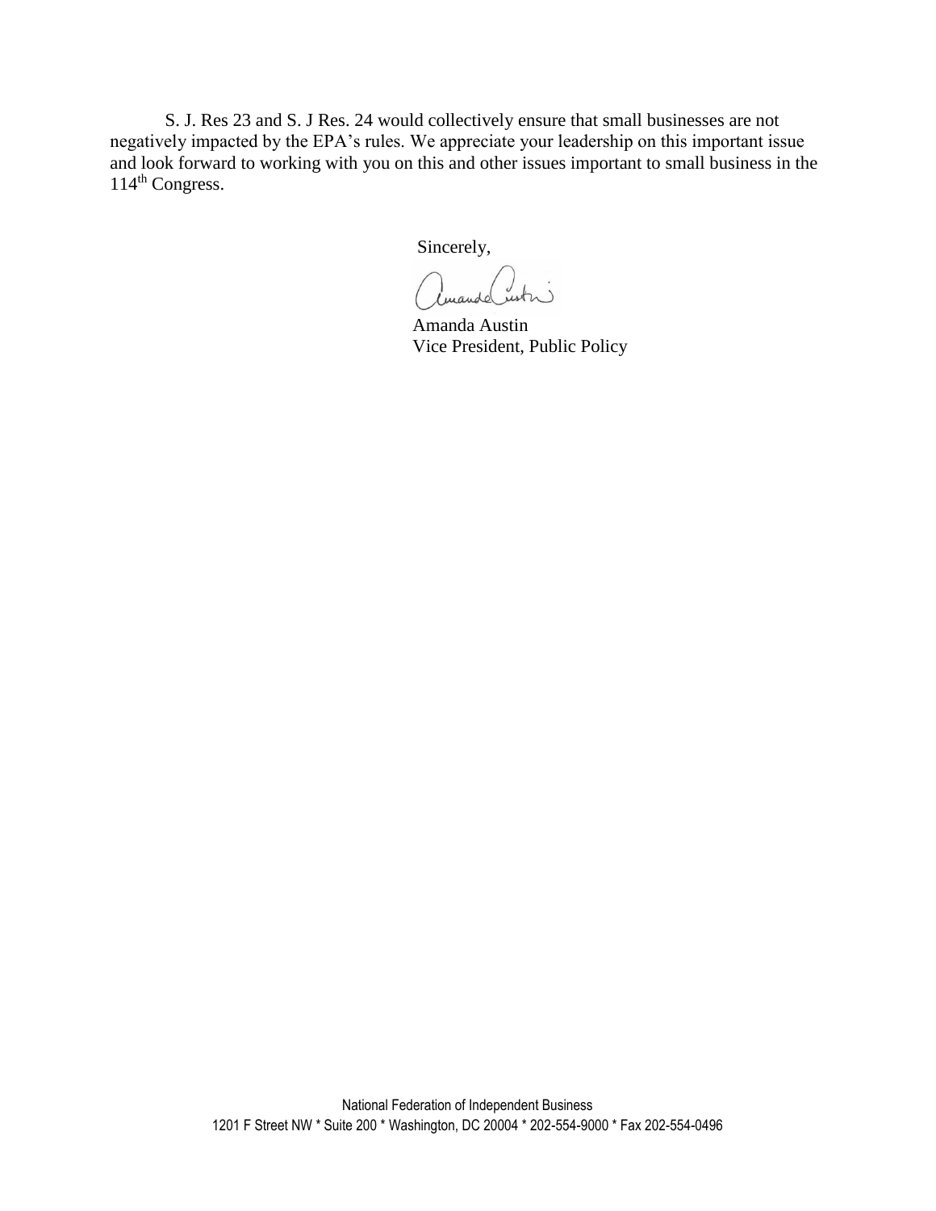S. J. Res 23 and S. J Res. 24 would collectively ensure that small businesses are not negatively impacted by the EPA's rules. We appreciate your leadership on this important issue and look forward to working with you on this and other issues important to small business in the 114th Congress.

Sincerely,

Amanda Austin
Vice President, Public Policy